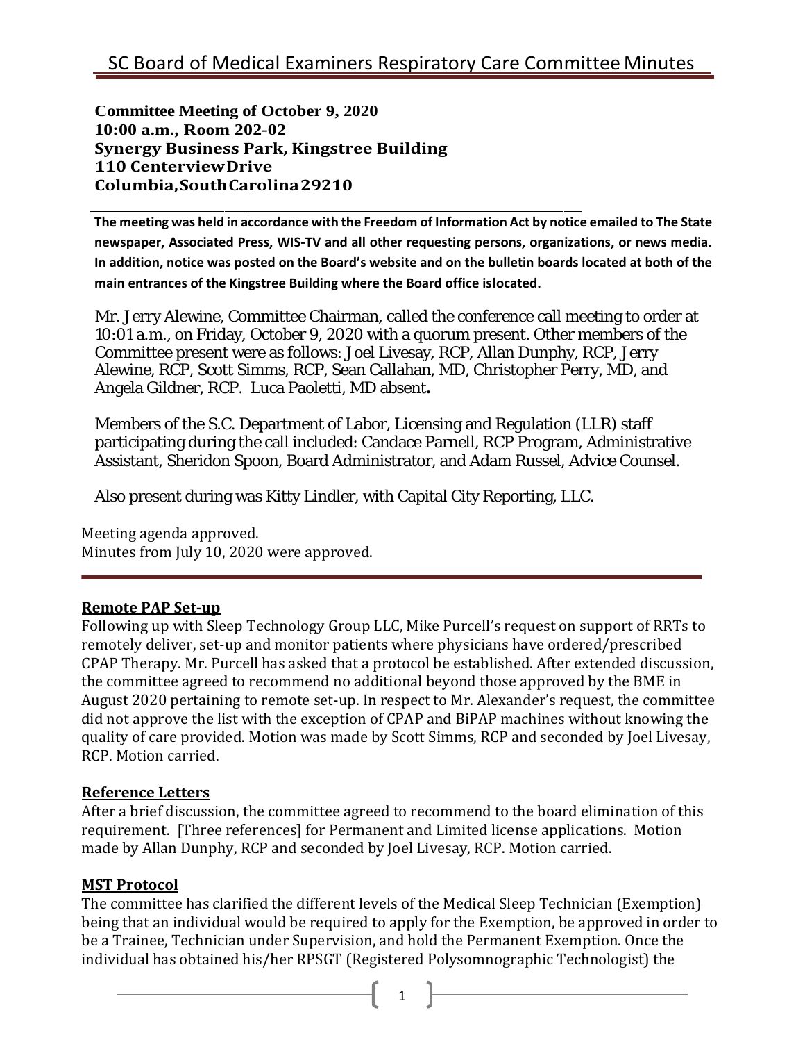# SC Board of Medical Examiners Respiratory Care Committee Minutes

**Committee Meeting of October 9, 2020**
**10:00 a.m., Room 202-02**
**Synergy Business Park, Kingstree Building**
**110 CenterviewDrive**
**Columbia,SouthCarolina29210**

---

**The meeting was held in accordance with the Freedom of Information Act by notice emailed to The State newspaper, Associated Press, WIS-TV and all other requesting persons, organizations, or news media. In addition, notice was posted on the Board's website and on the bulletin boards located at both of the main entrances of the Kingstree Building where the Board office islocated.**

Mr. Jerry Alewine, Committee Chairman, called the conference call meeting to order at 10:01 a.m., on Friday, October 9, 2020 with a quorum present. Other members of the Committee present were as follows: Joel Livesay, RCP, Allan Dunphy, RCP, Jerry Alewine, RCP, Scott Simms, RCP, Sean Callahan, MD, Christopher Perry, MD, and Angela Gildner, RCP. Luca Paoletti, MD absent**.**

Members of the S.C. Department of Labor, Licensing and Regulation (LLR) staff participating during the call included: Candace Parnell, RCP Program, Administrative Assistant, Sheridon Spoon, Board Administrator, and Adam Russel, Advice Counsel.

Also present during was Kitty Lindler, with Capital City Reporting, LLC.

Meeting agenda approved.
Minutes from July 10, 2020 were approved.

---

**Remote PAP Set-up**

Following up with Sleep Technology Group LLC, Mike Purcell's request on support of RRTs to remotely deliver, set-up and monitor patients where physicians have ordered/prescribed CPAP Therapy. Mr. Purcell has asked that a protocol be established. After extended discussion, the committee agreed to recommend no additional beyond those approved by the BME in August 2020 pertaining to remote set-up. In respect to Mr. Alexander's request, the committee did not approve the list with the exception of CPAP and BiPAP machines without knowing the quality of care provided. Motion was made by Scott Simms, RCP and seconded by Joel Livesay, RCP. Motion carried.

**Reference Letters**

After a brief discussion, the committee agreed to recommend to the board elimination of this requirement. [Three references] for Permanent and Limited license applications. Motion made by Allan Dunphy, RCP and seconded by Joel Livesay, RCP. Motion carried.

**MST Protocol**

The committee has clarified the different levels of the Medical Sleep Technician (Exemption) being that an individual would be required to apply for the Exemption, be approved in order to be a Trainee, Technician under Supervision, and hold the Permanent Exemption. Once the individual has obtained his/her RPSGT (Registered Polysomnographic Technologist) the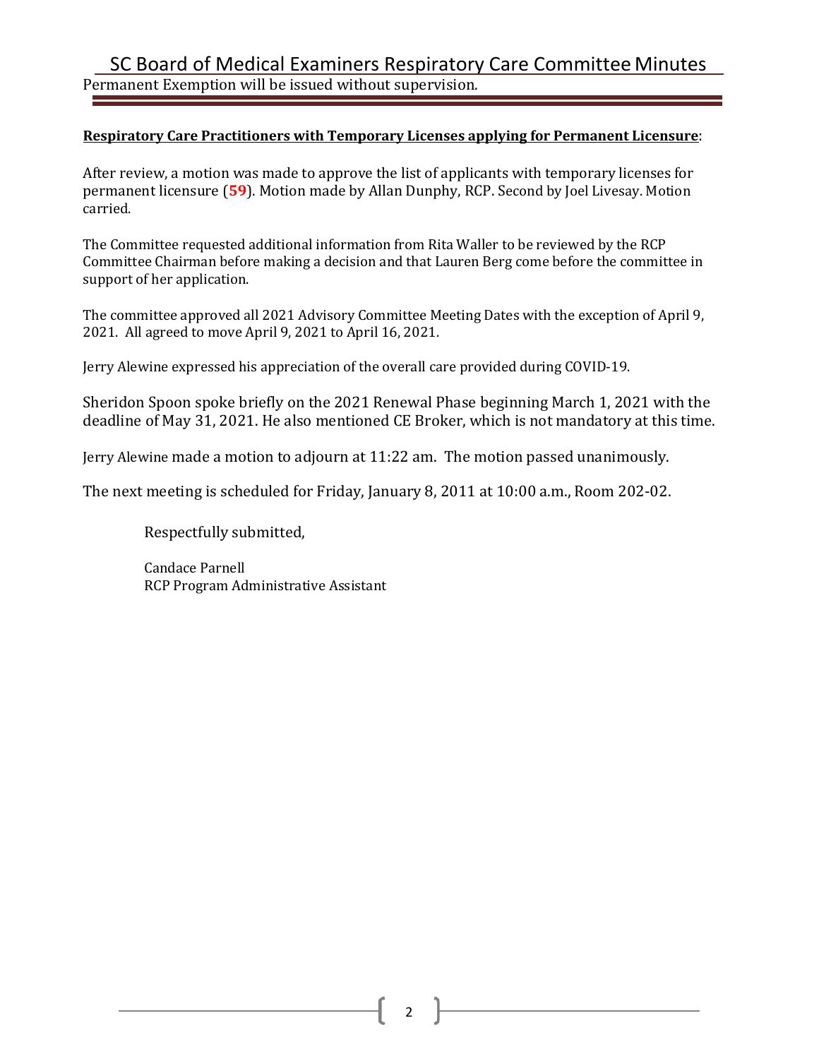Permanent Exemption will be issued without supervision.

**Respiratory Care Practitioners with Temporary Licenses applying for Permanent Licensure**:

After review, a motion was made to approve the list of applicants with temporary licenses for permanent licensure (**59**). Motion made by Allan Dunphy, RCP. Second by Joel Livesay. Motion carried.

The Committee requested additional information from Rita Waller to be reviewed by the RCP Committee Chairman before making a decision and that Lauren Berg come before the committee in support of her application.

The committee approved all 2021 Advisory Committee Meeting Dates with the exception of April 9, 2021. All agreed to move April 9, 2021 to April 16, 2021.

Jerry Alewine expressed his appreciation of the overall care provided during COVID-19.

Sheridon Spoon spoke briefly on the 2021 Renewal Phase beginning March 1, 2021 with the deadline of May 31, 2021. He also mentioned CE Broker, which is not mandatory at this time.

Jerry Alewine made a motion to adjourn at 11:22 am. The motion passed unanimously.

The next meeting is scheduled for Friday, January 8, 2011 at 10:00 a.m., Room 202-02.

Respectfully submitted,

Candace Parnell
RCP Program Administrative Assistant